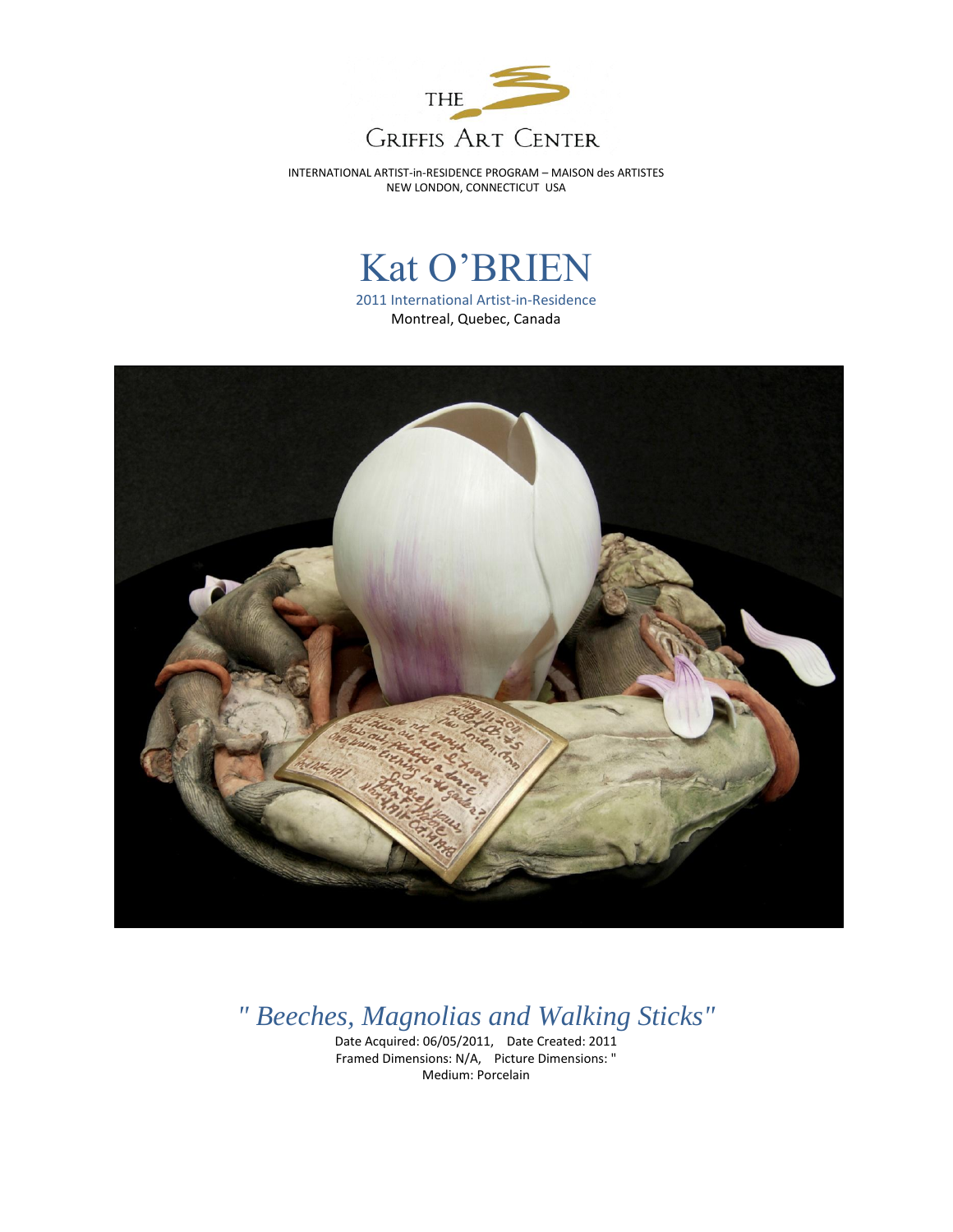THE GRIFFIS ART CENTER

INTERNATIONAL ARTIST-in-RESIDENCE PROGRAM – MAISON des ARTISTES
NEW LONDON, CONNECTICUT USA

# Kat O'BRIEN

2011 International Artist-in-Residence
Montreal, Quebec, Canada

## " Beeches, Magnolias and Walking Sticks"

Date Acquired: 06/05/2011, Date Created: 2011
Framed Dimensions: N/A, Picture Dimensions: "
Medium: Porcelain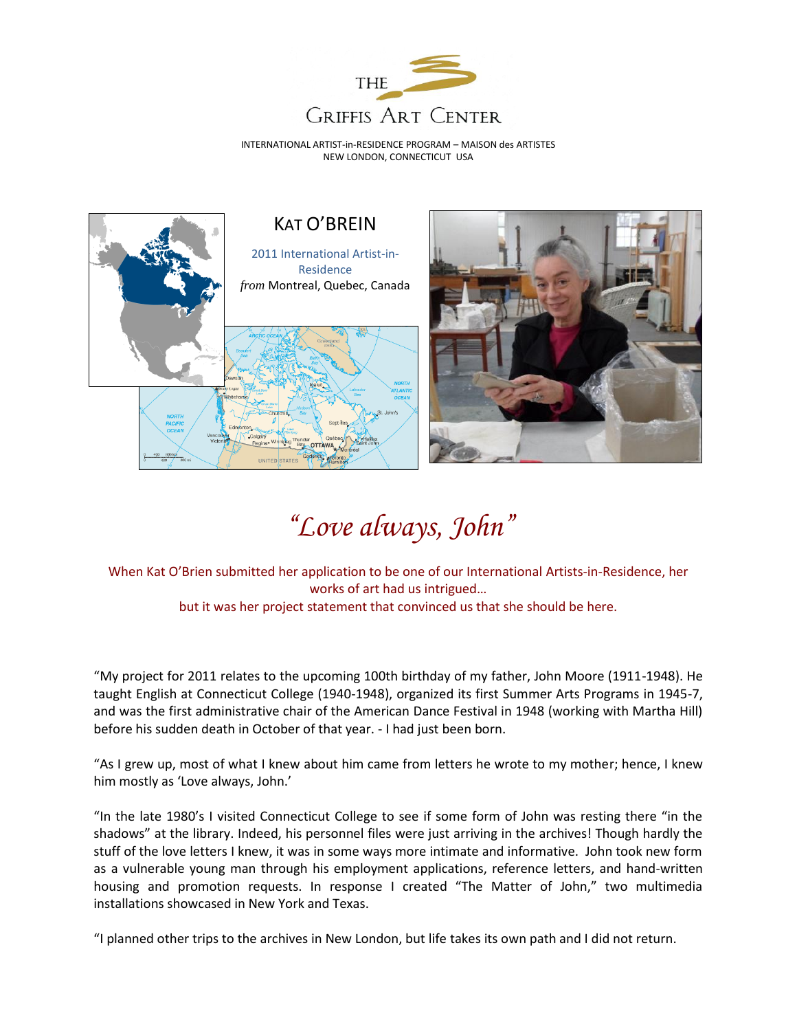THE

GRIFFIS ART CENTER

INTERNATIONAL ARTIST-in-RESIDENCE PROGRAM – MAISON des ARTISTES
NEW LONDON, CONNECTICUT USA

# KAT O'BREIN

2011 International Artist-in-Residence
*from* Montreal, Quebec, Canada

## *"Love always, John"*

When Kat O'Brien submitted her application to be one of our International Artists-in-Residence, her works of art had us intrigued…
but it was her project statement that convinced us that she should be here.

"My project for 2011 relates to the upcoming 100th birthday of my father, John Moore (1911-1948). He taught English at Connecticut College (1940-1948), organized its first Summer Arts Programs in 1945-7, and was the first administrative chair of the American Dance Festival in 1948 (working with Martha Hill) before his sudden death in October of that year. - I had just been born.

"As I grew up, most of what I knew about him came from letters he wrote to my mother; hence, I knew him mostly as 'Love always, John.'

"In the late 1980's I visited Connecticut College to see if some form of John was resting there "in the shadows" at the library. Indeed, his personnel files were just arriving in the archives! Though hardly the stuff of the love letters I knew, it was in some ways more intimate and informative. John took new form as a vulnerable young man through his employment applications, reference letters, and hand-written housing and promotion requests. In response I created "The Matter of John," two multimedia installations showcased in New York and Texas.

"I planned other trips to the archives in New London, but life takes its own path and I did not return.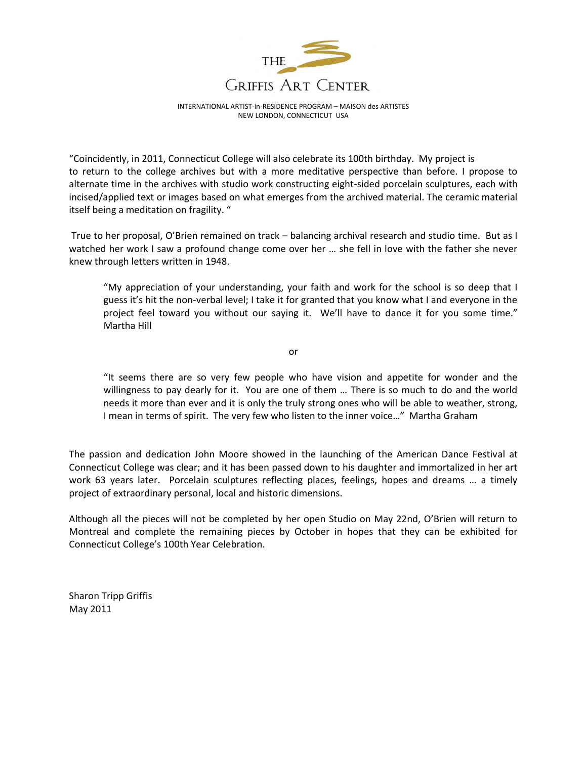THE

Griffis Art Center

INTERNATIONAL ARTIST-in-RESIDENCE PROGRAM – MAISON des ARTISTES
NEW LONDON, CONNECTICUT USA

"Coincidently, in 2011, Connecticut College will also celebrate its 100th birthday. My project is to return to the college archives but with a more meditative perspective than before. I propose to alternate time in the archives with studio work constructing eight-sided porcelain sculptures, each with incised/applied text or images based on what emerges from the archived material. The ceramic material itself being a meditation on fragility. "

True to her proposal, O'Brien remained on track – balancing archival research and studio time. But as I watched her work I saw a profound change come over her … she fell in love with the father she never knew through letters written in 1948.

> "My appreciation of your understanding, your faith and work for the school is so deep that I guess it's hit the non-verbal level; I take it for granted that you know what I and everyone in the project feel toward you without our saying it. We'll have to dance it for you some time." Martha Hill

or

> "It seems there are so very few people who have vision and appetite for wonder and the willingness to pay dearly for it. You are one of them … There is so much to do and the world needs it more than ever and it is only the truly strong ones who will be able to weather, strong, I mean in terms of spirit. The very few who listen to the inner voice…" Martha Graham

The passion and dedication John Moore showed in the launching of the American Dance Festival at Connecticut College was clear; and it has been passed down to his daughter and immortalized in her art work 63 years later. Porcelain sculptures reflecting places, feelings, hopes and dreams … a timely project of extraordinary personal, local and historic dimensions.

Although all the pieces will not be completed by her open Studio on May 22nd, O'Brien will return to Montreal and complete the remaining pieces by October in hopes that they can be exhibited for Connecticut College's 100th Year Celebration.

Sharon Tripp Griffis
May 2011